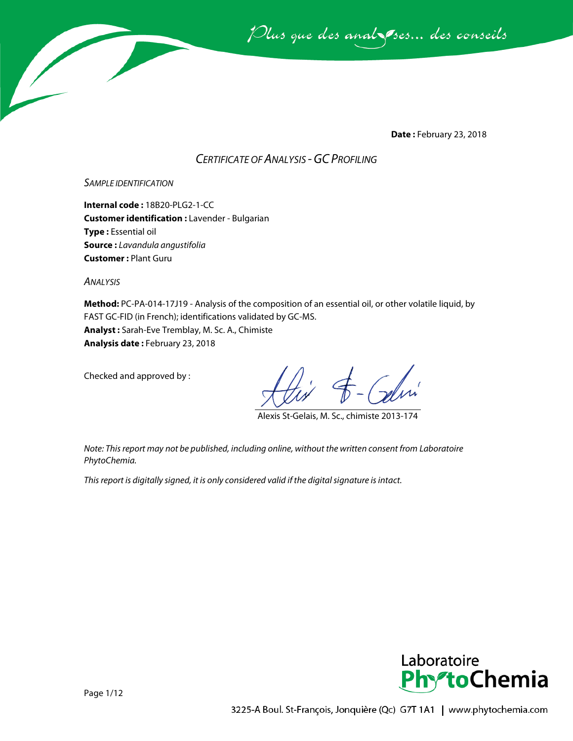*Plus que des analyses... des conseils*

**Date :** February 23, 2018

## *CERTIFICATE OF ANALYSIS - GC PROFILING*

### *SAMPLE IDENTIFICATION*

**Internal code :** 18B20-PLG2-1-CC
**Customer identification :** Lavender - Bulgarian
**Type :** Essential oil
**Source :** *Lavandula angustifolia*
**Customer :** Plant Guru

### *ANALYSIS*

**Method:** PC-PA-014-17J19 - Analysis of the composition of an essential oil, or other volatile liquid, by FAST GC-FID (in French); identifications validated by GC-MS.
**Analyst :** Sarah-Eve Tremblay, M. Sc. A., Chimiste
**Analysis date :** February 23, 2018

Checked and approved by :

Alexis St-Gelais, M. Sc., chimiste 2013-174

*Note: This report may not be published, including online, without the written consent from Laboratoire PhytoChemia.*

*This report is digitally signed, it is only considered valid if the digital signature is intact.*

Laboratoire PhytoChemia

3225-A Boul. St-François, Jonquière (Qc) G7T 1A1 | www.phytochemia.com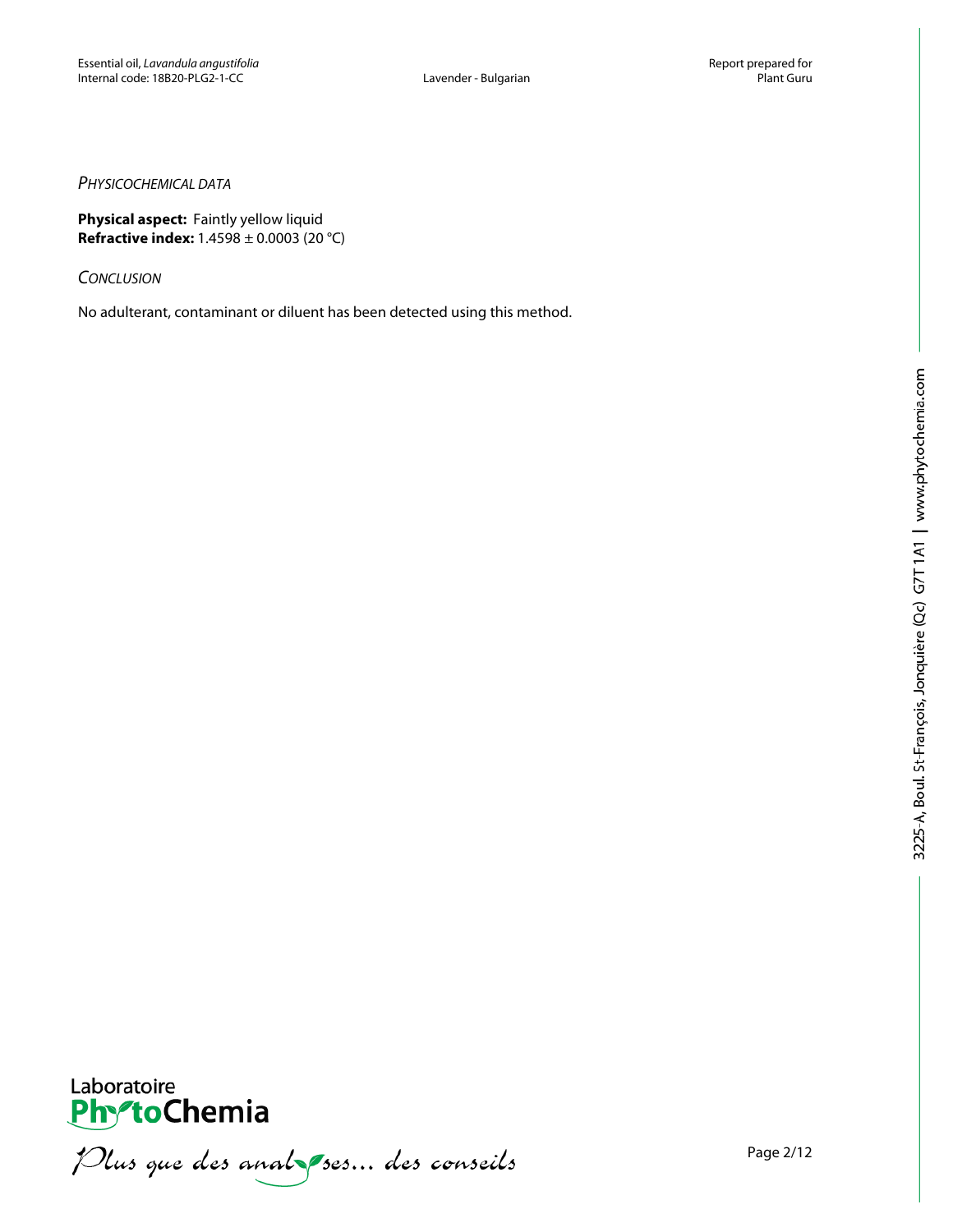*Physicochemical data*

**Physical aspect:** Faintly yellow liquid
**Refractive index:** 1.4598 ± 0.0003 (20 °C)

*Conclusion*

No adulterant, contaminant or diluent has been detected using this method.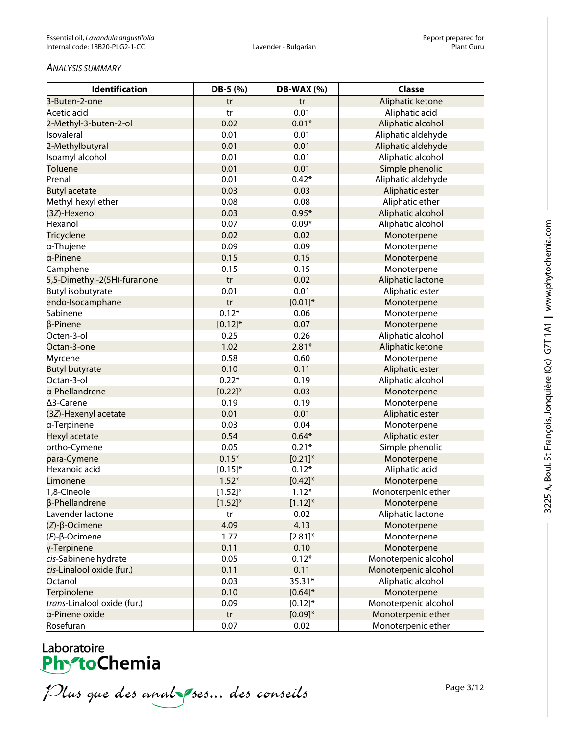*ANALYSIS SUMMARY*

| Identification | DB-5 (%) | DB-WAX (%) | Classe |
|---|---|---|---|
| 3-Buten-2-one | tr | tr | Aliphatic ketone |
| Acetic acid | tr | 0.01 | Aliphatic acid |
| 2-Methyl-3-buten-2-ol | 0.02 | 0.01* | Aliphatic alcohol |
| Isovaleral | 0.01 | 0.01 | Aliphatic aldehyde |
| 2-Methylbutyral | 0.01 | 0.01 | Aliphatic aldehyde |
| Isoamyl alcohol | 0.01 | 0.01 | Aliphatic alcohol |
| Toluene | 0.01 | 0.01 | Simple phenolic |
| Prenal | 0.01 | 0.42* | Aliphatic aldehyde |
| Butyl acetate | 0.03 | 0.03 | Aliphatic ester |
| Methyl hexyl ether | 0.08 | 0.08 | Aliphatic ether |
| (3*Z*)-Hexenol | 0.03 | 0.95* | Aliphatic alcohol |
| Hexanol | 0.07 | 0.09* | Aliphatic alcohol |
| Tricyclene | 0.02 | 0.02 | Monoterpene |
| α-Thujene | 0.09 | 0.09 | Monoterpene |
| α-Pinene | 0.15 | 0.15 | Monoterpene |
| Camphene | 0.15 | 0.15 | Monoterpene |
| 5,5-Dimethyl-2(5H)-furanone | tr | 0.02 | Aliphatic lactone |
| Butyl isobutyrate | 0.01 | 0.01 | Aliphatic ester |
| endo-Isocamphane | tr | [0.01]* | Monoterpene |
| Sabinene | 0.12* | 0.06 | Monoterpene |
| β-Pinene | [0.12]* | 0.07 | Monoterpene |
| Octen-3-ol | 0.25 | 0.26 | Aliphatic alcohol |
| Octan-3-one | 1.02 | 2.81* | Aliphatic ketone |
| Myrcene | 0.58 | 0.60 | Monoterpene |
| Butyl butyrate | 0.10 | 0.11 | Aliphatic ester |
| Octan-3-ol | 0.22* | 0.19 | Aliphatic alcohol |
| α-Phellandrene | [0.22]* | 0.03 | Monoterpene |
| Δ3-Carene | 0.19 | 0.19 | Monoterpene |
| (3*Z*)-Hexenyl acetate | 0.01 | 0.01 | Aliphatic ester |
| α-Terpinene | 0.03 | 0.04 | Monoterpene |
| Hexyl acetate | 0.54 | 0.64* | Aliphatic ester |
| ortho-Cymene | 0.05 | 0.21* | Simple phenolic |
| para-Cymene | 0.15* | [0.21]* | Monoterpene |
| Hexanoic acid | [0.15]* | 0.12* | Aliphatic acid |
| Limonene | 1.52* | [0.42]* | Monoterpene |
| 1,8-Cineole | [1.52]* | 1.12* | Monoterpenic ether |
| β-Phellandrene | [1.52]* | [1.12]* | Monoterpene |
| Lavender lactone | tr | 0.02 | Aliphatic lactone |
| (*Z*)-β-Ocimene | 4.09 | 4.13 | Monoterpene |
| (*E*)-β-Ocimene | 1.77 | [2.81]* | Monoterpene |
| γ-Terpinene | 0.11 | 0.10 | Monoterpene |
| *cis*-Sabinene hydrate | 0.05 | 0.12* | Monoterpenic alcohol |
| *cis*-Linalool oxide (fur.) | 0.11 | 0.11 | Monoterpenic alcohol |
| Octanol | 0.03 | 35.31* | Aliphatic alcohol |
| Terpinolene | 0.10 | [0.64]* | Monoterpene |
| *trans*-Linalool oxide (fur.) | 0.09 | [0.12]* | Monoterpenic alcohol |
| α-Pinene oxide | tr | [0.09]* | Monoterpenic ether |
| Rosefuran | 0.07 | 0.02 | Monoterpenic ether |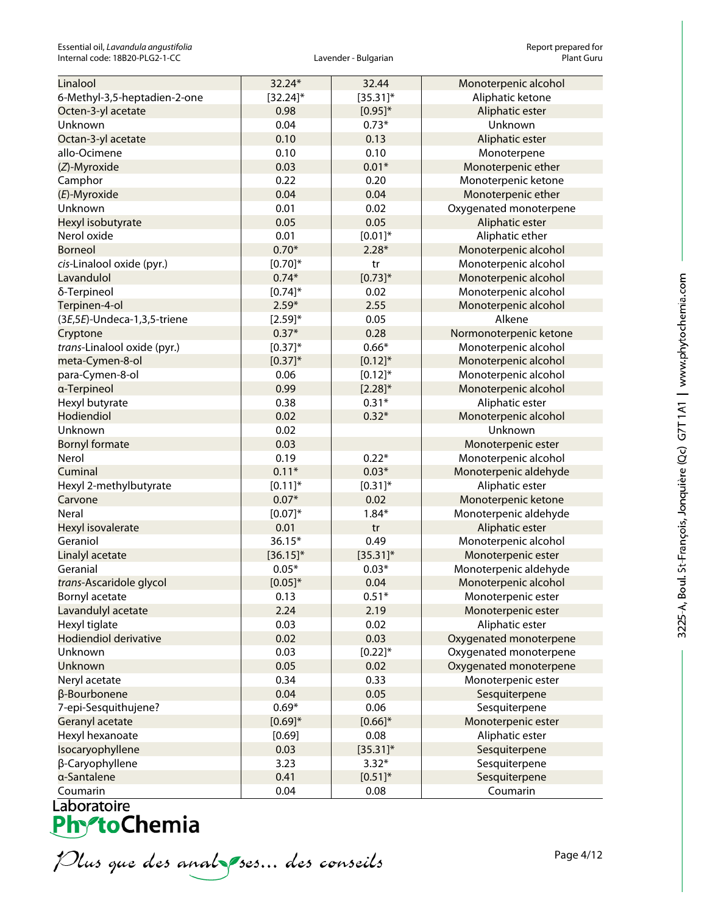| | | | |
|---|---|---|---|
| Linalool | 32.24* | 32.44 | Monoterpenic alcohol |
| 6-Methyl-3,5-heptadien-2-one | [32.24]* | [35.31]* | Aliphatic ketone |
| Octen-3-yl acetate | 0.98 | [0.95]* | Aliphatic ester |
| Unknown | 0.04 | 0.73* | Unknown |
| Octan-3-yl acetate | 0.10 | 0.13 | Aliphatic ester |
| allo-Ocimene | 0.10 | 0.10 | Monoterpene |
| (*Z*)-Myroxide | 0.03 | 0.01* | Monoterpenic ether |
| Camphor | 0.22 | 0.20 | Monoterpenic ketone |
| (*E*)-Myroxide | 0.04 | 0.04 | Monoterpenic ether |
| Unknown | 0.01 | 0.02 | Oxygenated monoterpene |
| Hexyl isobutyrate | 0.05 | 0.05 | Aliphatic ester |
| Nerol oxide | 0.01 | [0.01]* | Aliphatic ether |
| Borneol | 0.70* | 2.28* | Monoterpenic alcohol |
| *cis*-Linalool oxide (pyr.) | [0.70]* | tr | Monoterpenic alcohol |
| Lavandulol | 0.74* | [0.73]* | Monoterpenic alcohol |
| δ-Terpineol | [0.74]* | 0.02 | Monoterpenic alcohol |
| Terpinen-4-ol | 2.59* | 2.55 | Monoterpenic alcohol |
| (3*E*,5*E*)-Undeca-1,3,5-triene | [2.59]* | 0.05 | Alkene |
| Cryptone | 0.37* | 0.28 | Normonoterpenic ketone |
| *trans*-Linalool oxide (pyr.) | [0.37]* | 0.66* | Monoterpenic alcohol |
| meta-Cymen-8-ol | [0.37]* | [0.12]* | Monoterpenic alcohol |
| para-Cymen-8-ol | 0.06 | [0.12]* | Monoterpenic alcohol |
| α-Terpineol | 0.99 | [2.28]* | Monoterpenic alcohol |
| Hexyl butyrate | 0.38 | 0.31* | Aliphatic ester |
| Hodiendiol | 0.02 | 0.32* | Monoterpenic alcohol |
| Unknown | 0.02 | | Unknown |
| Bornyl formate | 0.03 | | Monoterpenic ester |
| Nerol | 0.19 | 0.22* | Monoterpenic alcohol |
| Cuminal | 0.11* | 0.03* | Monoterpenic aldehyde |
| Hexyl 2-methylbutyrate | [0.11]* | [0.31]* | Aliphatic ester |
| Carvone | 0.07* | 0.02 | Monoterpenic ketone |
| Neral | [0.07]* | 1.84* | Monoterpenic aldehyde |
| Hexyl isovalerate | 0.01 | tr | Aliphatic ester |
| Geraniol | 36.15* | 0.49 | Monoterpenic alcohol |
| Linalyl acetate | [36.15]* | [35.31]* | Monoterpenic ester |
| Geranial | 0.05* | 0.03* | Monoterpenic aldehyde |
| *trans*-Ascaridole glycol | [0.05]* | 0.04 | Monoterpenic alcohol |
| Bornyl acetate | 0.13 | 0.51* | Monoterpenic ester |
| Lavandulyl acetate | 2.24 | 2.19 | Monoterpenic ester |
| Hexyl tiglate | 0.03 | 0.02 | Aliphatic ester |
| Hodiendiol derivative | 0.02 | 0.03 | Oxygenated monoterpene |
| Unknown | 0.03 | [0.22]* | Oxygenated monoterpene |
| Unknown | 0.05 | 0.02 | Oxygenated monoterpene |
| Neryl acetate | 0.34 | 0.33 | Monoterpenic ester |
| β-Bourbonene | 0.04 | 0.05 | Sesquiterpene |
| 7-epi-Sesquithujene? | 0.69* | 0.06 | Sesquiterpene |
| Geranyl acetate | [0.69]* | [0.66]* | Monoterpenic ester |
| Hexyl hexanoate | [0.69] | 0.08 | Aliphatic ester |
| Isocaryophyllene | 0.03 | [35.31]* | Sesquiterpene |
| β-Caryophyllene | 3.23 | 3.32* | Sesquiterpene |
| α-Santalene | 0.41 | [0.51]* | Sesquiterpene |
| Coumarin | 0.04 | 0.08 | Coumarin |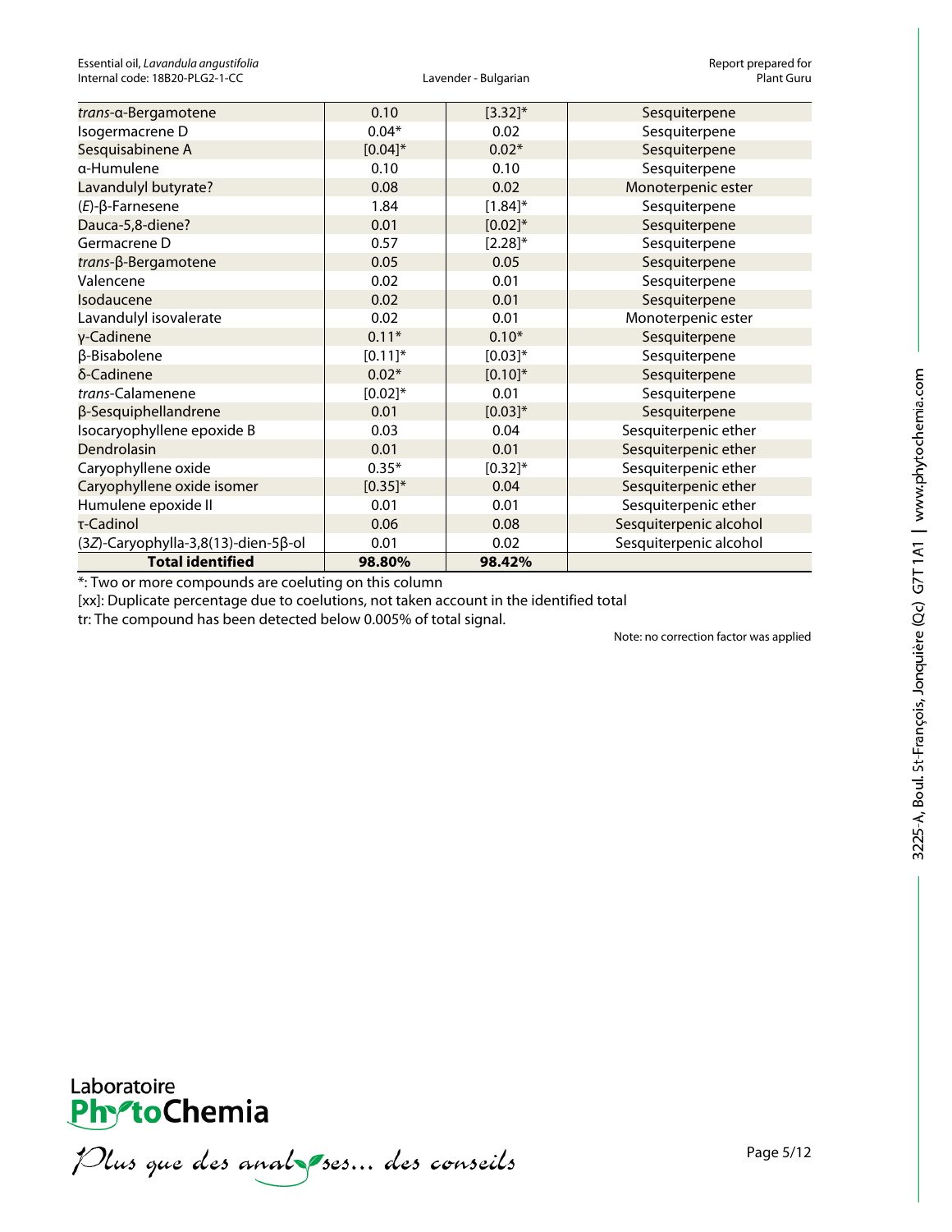| | | | |
|---|---|---|---|
| *trans*-α-Bergamotene | 0.10 | [3.32]* | Sesquiterpene |
| Isogermacrene D | 0.04* | 0.02 | Sesquiterpene |
| Sesquisabinene A | [0.04]* | 0.02* | Sesquiterpene |
| α-Humulene | 0.10 | 0.10 | Sesquiterpene |
| Lavandulyl butyrate? | 0.08 | 0.02 | Monoterpenic ester |
| (*E*)-β-Farnesene | 1.84 | [1.84]* | Sesquiterpene |
| Dauca-5,8-diene? | 0.01 | [0.02]* | Sesquiterpene |
| Germacrene D | 0.57 | [2.28]* | Sesquiterpene |
| *trans*-β-Bergamotene | 0.05 | 0.05 | Sesquiterpene |
| Valencene | 0.02 | 0.01 | Sesquiterpene |
| Isodaucene | 0.02 | 0.01 | Sesquiterpene |
| Lavandulyl isovalerate | 0.02 | 0.01 | Monoterpenic ester |
| γ-Cadinene | 0.11* | 0.10* | Sesquiterpene |
| β-Bisabolene | [0.11]* | [0.03]* | Sesquiterpene |
| δ-Cadinene | 0.02* | [0.10]* | Sesquiterpene |
| *trans*-Calamenene | [0.02]* | 0.01 | Sesquiterpene |
| β-Sesquiphellandrene | 0.01 | [0.03]* | Sesquiterpene |
| Isocaryophyllene epoxide B | 0.03 | 0.04 | Sesquiterpenic ether |
| Dendrolasin | 0.01 | 0.01 | Sesquiterpenic ether |
| Caryophyllene oxide | 0.35* | [0.32]* | Sesquiterpenic ether |
| Caryophyllene oxide isomer | [0.35]* | 0.04 | Sesquiterpenic ether |
| Humulene epoxide II | 0.01 | 0.01 | Sesquiterpenic ether |
| τ-Cadinol | 0.06 | 0.08 | Sesquiterpenic alcohol |
| (3*Z*)-Caryophylla-3,8(13)-dien-5β-ol | 0.01 | 0.02 | Sesquiterpenic alcohol |
| **Total identified** | **98.80%** | **98.42%** | |

*: Two or more compounds are coeluting on this column

[xx]: Duplicate percentage due to coelutions, not taken account in the identified total

tr: The compound has been detected below 0.005% of total signal.

Note: no correction factor was applied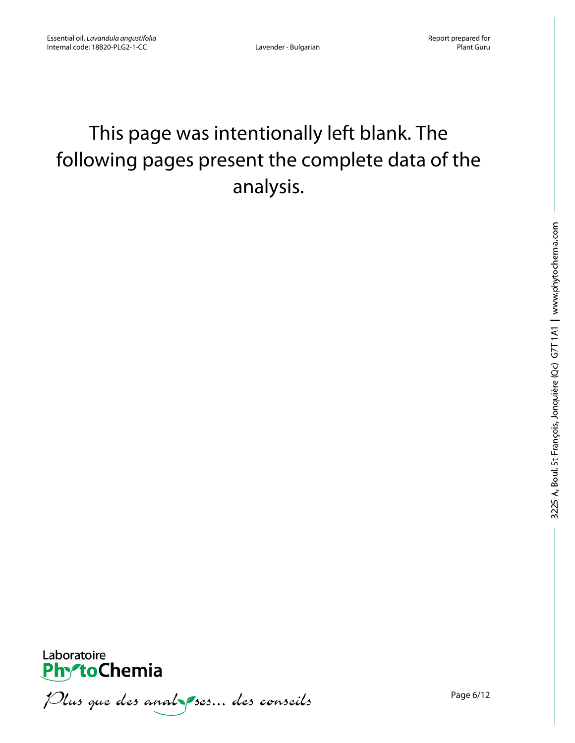This page was intentionally left blank. The following pages present the complete data of the analysis.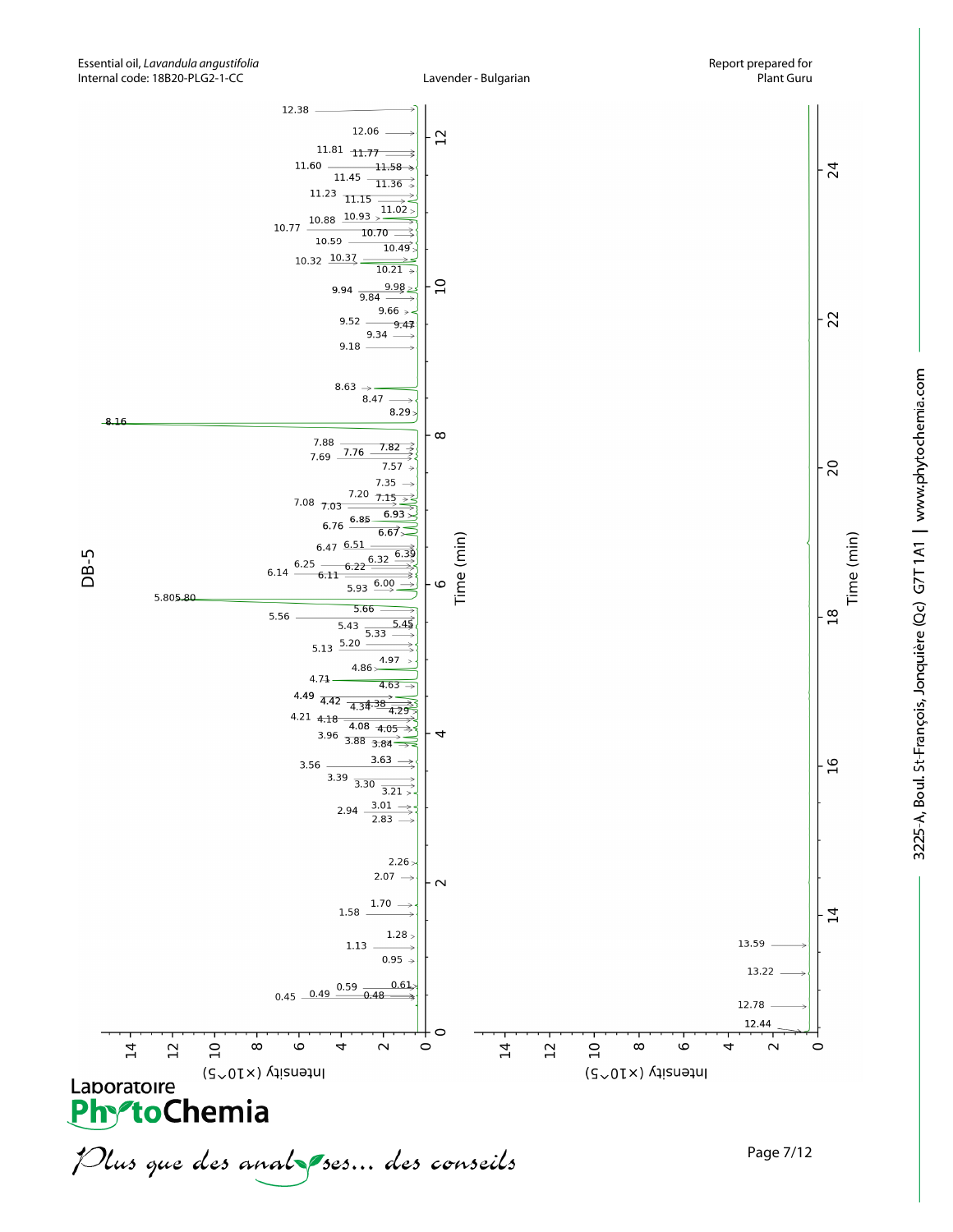Essential oil, *Lavandula angustifolia*
Internal code: 18B20-PLG2-1-CC

Lavender - Bulgarian

Report prepared for
Plant Guru

DB-5

Time (min)

Intensity (×10^5)

12.38, 12.06, 11.81, 11.77, 11.60, 11.58, 11.45, 11.36, 11.23, 11.15, 11.02, 10.93, 10.88, 10.77, 10.70, 10.59, 10.49, 10.37, 10.32, 10.21, 9.98, 9.94, 9.84, 9.66, 9.52, 9.47, 9.34, 9.18, 8.63, 8.47, 8.29, 8.16, 7.88, 7.82, 7.76, 7.69, 7.57, 7.35, 7.20, 7.15, 7.08, 7.03, 6.93, 6.85, 6.76, 6.67, 6.51, 6.47, 6.39, 6.32, 6.25, 6.22, 6.14, 6.11, 6.00, 5.93, 5.80, 5.80, 5.66, 5.56, 5.45, 5.43, 5.33, 5.20, 5.13, 4.97, 4.86, 4.71, 4.63, 4.49, 4.42, 4.38, 4.34, 4.29, 4.21, 4.18, 4.08, 4.05, 3.96, 3.88, 3.84, 3.63, 3.56, 3.39, 3.30, 3.21, 3.01, 2.94, 2.83, 2.26, 2.07, 1.70, 1.58, 1.28, 1.13, 0.95, 0.61, 0.59, 0.49, 0.48, 0.45

13.59, 13.22, 12.78, 12.44

3225-A, Boul. St-François, Jonquière (Qc) G7T 1A1 | www.phytochemia.com

Laboratoire PhytoChemia

*Plus que des analyses... des conseils*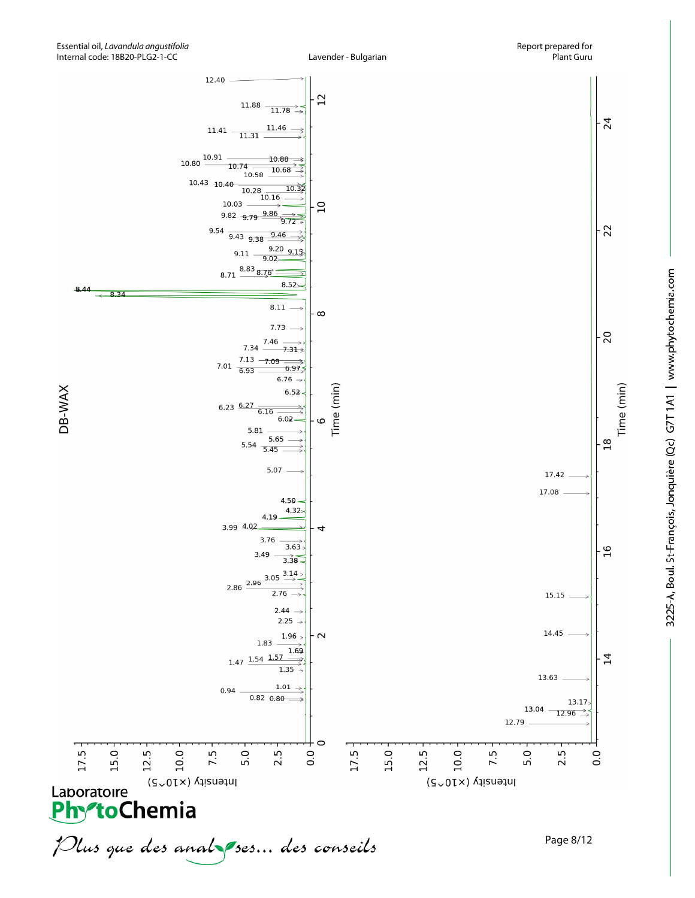Essential oil, *Lavandula angustifolia*
Internal code: 18B20-PLG2-1-CC

Lavender - Bulgarian

Report prepared for
Plant Guru

DB-WAX

Time (min)

Intensity (×10^5)

12.40, 11.88, 11.78, 11.46, 11.41, 11.31, 10.91, 10.88, 10.80, 10.74, 10.68, 10.58, 10.43, 10.40, 10.32, 10.28, 10.16, 10.03, 9.86, 9.82, 9.79, 9.72, 9.54, 9.46, 9.43, 9.38, 9.20, 9.15, 9.11, 9.02, 8.83, 8.76, 8.71, 8.52, 8.44, 8.34, 8.11, 7.73, 7.46, 7.34, 7.31, 7.13, 7.09, 7.01, 6.97, 6.93, 6.76, 6.52, 6.27, 6.23, 6.16, 6.02, 5.81, 5.65, 5.54, 5.45, 5.07, 4.50, 4.32, 4.19, 4.02, 3.99, 3.76, 3.63, 3.49, 3.38, 3.14, 3.05, 2.96, 2.86, 2.76, 2.44, 2.25, 1.96, 1.83, 1.69, 1.57, 1.54, 1.47, 1.35, 1.01, 0.94, 0.82, 0.80

17.42, 17.08, 15.15, 14.45, 13.63, 13.17, 13.04, 12.96, 12.79

3225-A, Boul. St-François, Jonquière (Qc) G7T 1A1 | www.phytochemia.com

Laboratoire PhytoChemia

*Plus que des analyses... des conseils*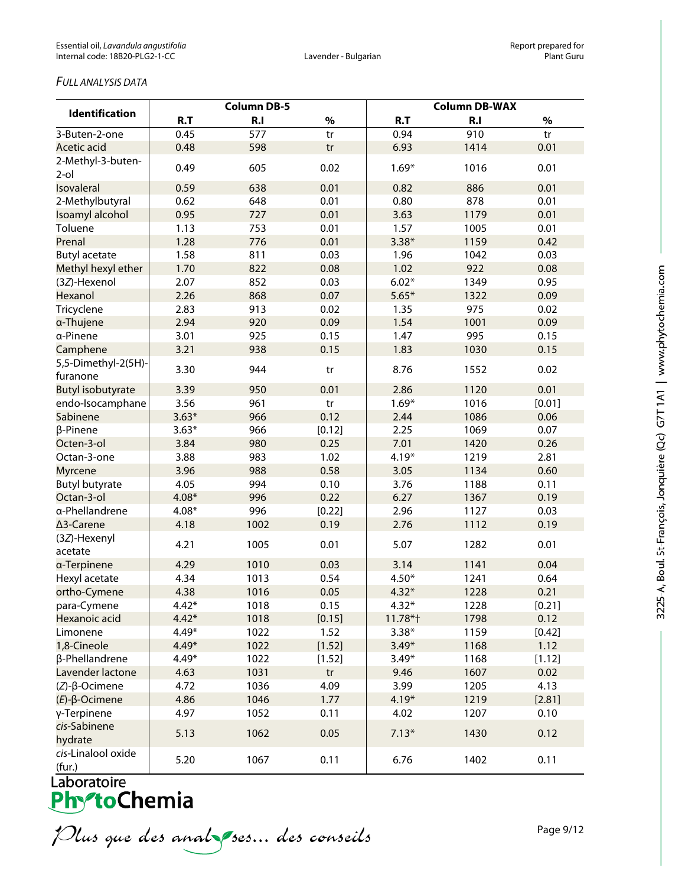*FULL ANALYSIS DATA*

| Identification | Column DB-5 | | | Column DB-WAX | | |
|---|---|---|---|---|---|---|
| | R.T | R.I | % | R.T | R.I | % |
| 3-Buten-2-one | 0.45 | 577 | tr | 0.94 | 910 | tr |
| Acetic acid | 0.48 | 598 | tr | 6.93 | 1414 | 0.01 |
| 2-Methyl-3-buten-2-ol | 0.49 | 605 | 0.02 | 1.69* | 1016 | 0.01 |
| Isovaleral | 0.59 | 638 | 0.01 | 0.82 | 886 | 0.01 |
| 2-Methylbutyral | 0.62 | 648 | 0.01 | 0.80 | 878 | 0.01 |
| Isoamyl alcohol | 0.95 | 727 | 0.01 | 3.63 | 1179 | 0.01 |
| Toluene | 1.13 | 753 | 0.01 | 1.57 | 1005 | 0.01 |
| Prenal | 1.28 | 776 | 0.01 | 3.38* | 1159 | 0.42 |
| Butyl acetate | 1.58 | 811 | 0.03 | 1.96 | 1042 | 0.03 |
| Methyl hexyl ether | 1.70 | 822 | 0.08 | 1.02 | 922 | 0.08 |
| (3*Z*)-Hexenol | 2.07 | 852 | 0.03 | 6.02* | 1349 | 0.95 |
| Hexanol | 2.26 | 868 | 0.07 | 5.65* | 1322 | 0.09 |
| Tricyclene | 2.83 | 913 | 0.02 | 1.35 | 975 | 0.02 |
| α-Thujene | 2.94 | 920 | 0.09 | 1.54 | 1001 | 0.09 |
| α-Pinene | 3.01 | 925 | 0.15 | 1.47 | 995 | 0.15 |
| Camphene | 3.21 | 938 | 0.15 | 1.83 | 1030 | 0.15 |
| 5,5-Dimethyl-2(5H)-furanone | 3.30 | 944 | tr | 8.76 | 1552 | 0.02 |
| Butyl isobutyrate | 3.39 | 950 | 0.01 | 2.86 | 1120 | 0.01 |
| endo-Isocamphane | 3.56 | 961 | tr | 1.69* | 1016 | [0.01] |
| Sabinene | 3.63* | 966 | 0.12 | 2.44 | 1086 | 0.06 |
| β-Pinene | 3.63* | 966 | [0.12] | 2.25 | 1069 | 0.07 |
| Octen-3-ol | 3.84 | 980 | 0.25 | 7.01 | 1420 | 0.26 |
| Octan-3-one | 3.88 | 983 | 1.02 | 4.19* | 1219 | 2.81 |
| Myrcene | 3.96 | 988 | 0.58 | 3.05 | 1134 | 0.60 |
| Butyl butyrate | 4.05 | 994 | 0.10 | 3.76 | 1188 | 0.11 |
| Octan-3-ol | 4.08* | 996 | 0.22 | 6.27 | 1367 | 0.19 |
| α-Phellandrene | 4.08* | 996 | [0.22] | 2.96 | 1127 | 0.03 |
| Δ3-Carene | 4.18 | 1002 | 0.19 | 2.76 | 1112 | 0.19 |
| (3*Z*)-Hexenyl acetate | 4.21 | 1005 | 0.01 | 5.07 | 1282 | 0.01 |
| α-Terpinene | 4.29 | 1010 | 0.03 | 3.14 | 1141 | 0.04 |
| Hexyl acetate | 4.34 | 1013 | 0.54 | 4.50* | 1241 | 0.64 |
| ortho-Cymene | 4.38 | 1016 | 0.05 | 4.32* | 1228 | 0.21 |
| para-Cymene | 4.42* | 1018 | 0.15 | 4.32* | 1228 | [0.21] |
| Hexanoic acid | 4.42* | 1018 | [0.15] | 11.78*† | 1798 | 0.12 |
| Limonene | 4.49* | 1022 | 1.52 | 3.38* | 1159 | [0.42] |
| 1,8-Cineole | 4.49* | 1022 | [1.52] | 3.49* | 1168 | 1.12 |
| β-Phellandrene | 4.49* | 1022 | [1.52] | 3.49* | 1168 | [1.12] |
| Lavender lactone | 4.63 | 1031 | tr | 9.46 | 1607 | 0.02 |
| (*Z*)-β-Ocimene | 4.72 | 1036 | 4.09 | 3.99 | 1205 | 4.13 |
| (*E*)-β-Ocimene | 4.86 | 1046 | 1.77 | 4.19* | 1219 | [2.81] |
| γ-Terpinene | 4.97 | 1052 | 0.11 | 4.02 | 1207 | 0.10 |
| *cis*-Sabinene hydrate | 5.13 | 1062 | 0.05 | 7.13* | 1430 | 0.12 |
| *cis*-Linalool oxide (fur.) | 5.20 | 1067 | 0.11 | 6.76 | 1402 | 0.11 |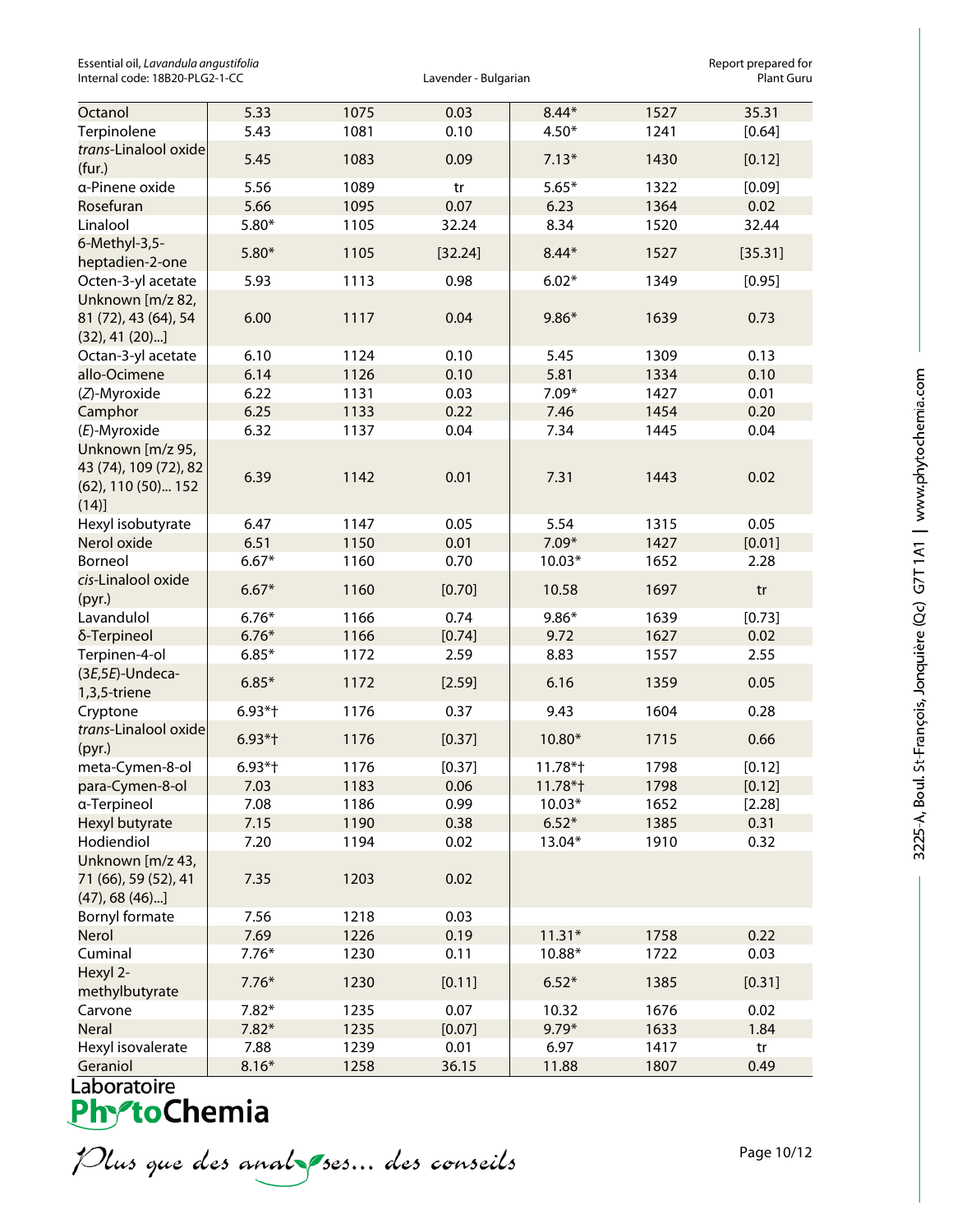| Octanol | 5.33 | 1075 | 0.03 | 8.44* | 1527 | 35.31 |
|---|---|---|---|---|---|---|
| Terpinolene | 5.43 | 1081 | 0.10 | 4.50* | 1241 | [0.64] |
| *trans*-Linalool oxide (fur.) | 5.45 | 1083 | 0.09 | 7.13* | 1430 | [0.12] |
| α-Pinene oxide | 5.56 | 1089 | tr | 5.65* | 1322 | [0.09] |
| Rosefuran | 5.66 | 1095 | 0.07 | 6.23 | 1364 | 0.02 |
| Linalool | 5.80* | 1105 | 32.24 | 8.34 | 1520 | 32.44 |
| 6-Methyl-3,5-heptadien-2-one | 5.80* | 1105 | [32.24] | 8.44* | 1527 | [35.31] |
| Octen-3-yl acetate | 5.93 | 1113 | 0.98 | 6.02* | 1349 | [0.95] |
| Unknown [m/z 82, 81 (72), 43 (64), 54 (32), 41 (20)...] | 6.00 | 1117 | 0.04 | 9.86* | 1639 | 0.73 |
| Octan-3-yl acetate | 6.10 | 1124 | 0.10 | 5.45 | 1309 | 0.13 |
| allo-Ocimene | 6.14 | 1126 | 0.10 | 5.81 | 1334 | 0.10 |
| (*Z*)-Myroxide | 6.22 | 1131 | 0.03 | 7.09* | 1427 | 0.01 |
| Camphor | 6.25 | 1133 | 0.22 | 7.46 | 1454 | 0.20 |
| (*E*)-Myroxide | 6.32 | 1137 | 0.04 | 7.34 | 1445 | 0.04 |
| Unknown [m/z 95, 43 (74), 109 (72), 82 (62), 110 (50)... 152 (14)] | 6.39 | 1142 | 0.01 | 7.31 | 1443 | 0.02 |
| Hexyl isobutyrate | 6.47 | 1147 | 0.05 | 5.54 | 1315 | 0.05 |
| Nerol oxide | 6.51 | 1150 | 0.01 | 7.09* | 1427 | [0.01] |
| Borneol | 6.67* | 1160 | 0.70 | 10.03* | 1652 | 2.28 |
| *cis*-Linalool oxide (pyr.) | 6.67* | 1160 | [0.70] | 10.58 | 1697 | tr |
| Lavandulol | 6.76* | 1166 | 0.74 | 9.86* | 1639 | [0.73] |
| δ-Terpineol | 6.76* | 1166 | [0.74] | 9.72 | 1627 | 0.02 |
| Terpinen-4-ol | 6.85* | 1172 | 2.59 | 8.83 | 1557 | 2.55 |
| (3*E*,5*E*)-Undeca-1,3,5-triene | 6.85* | 1172 | [2.59] | 6.16 | 1359 | 0.05 |
| Cryptone | 6.93*† | 1176 | 0.37 | 9.43 | 1604 | 0.28 |
| *trans*-Linalool oxide (pyr.) | 6.93*† | 1176 | [0.37] | 10.80* | 1715 | 0.66 |
| meta-Cymen-8-ol | 6.93*† | 1176 | [0.37] | 11.78*† | 1798 | [0.12] |
| para-Cymen-8-ol | 7.03 | 1183 | 0.06 | 11.78*† | 1798 | [0.12] |
| α-Terpineol | 7.08 | 1186 | 0.99 | 10.03* | 1652 | [2.28] |
| Hexyl butyrate | 7.15 | 1190 | 0.38 | 6.52* | 1385 | 0.31 |
| Hodiendiol | 7.20 | 1194 | 0.02 | 13.04* | 1910 | 0.32 |
| Unknown [m/z 43, 71 (66), 59 (52), 41 (47), 68 (46)...] | 7.35 | 1203 | 0.02 | | | |
| Bornyl formate | 7.56 | 1218 | 0.03 | | | |
| Nerol | 7.69 | 1226 | 0.19 | 11.31* | 1758 | 0.22 |
| Cuminal | 7.76* | 1230 | 0.11 | 10.88* | 1722 | 0.03 |
| Hexyl 2-methylbutyrate | 7.76* | 1230 | [0.11] | 6.52* | 1385 | [0.31] |
| Carvone | 7.82* | 1235 | 0.07 | 10.32 | 1676 | 0.02 |
| Neral | 7.82* | 1235 | [0.07] | 9.79* | 1633 | 1.84 |
| Hexyl isovalerate | 7.88 | 1239 | 0.01 | 6.97 | 1417 | tr |
| Geraniol | 8.16* | 1258 | 36.15 | 11.88 | 1807 | 0.49 |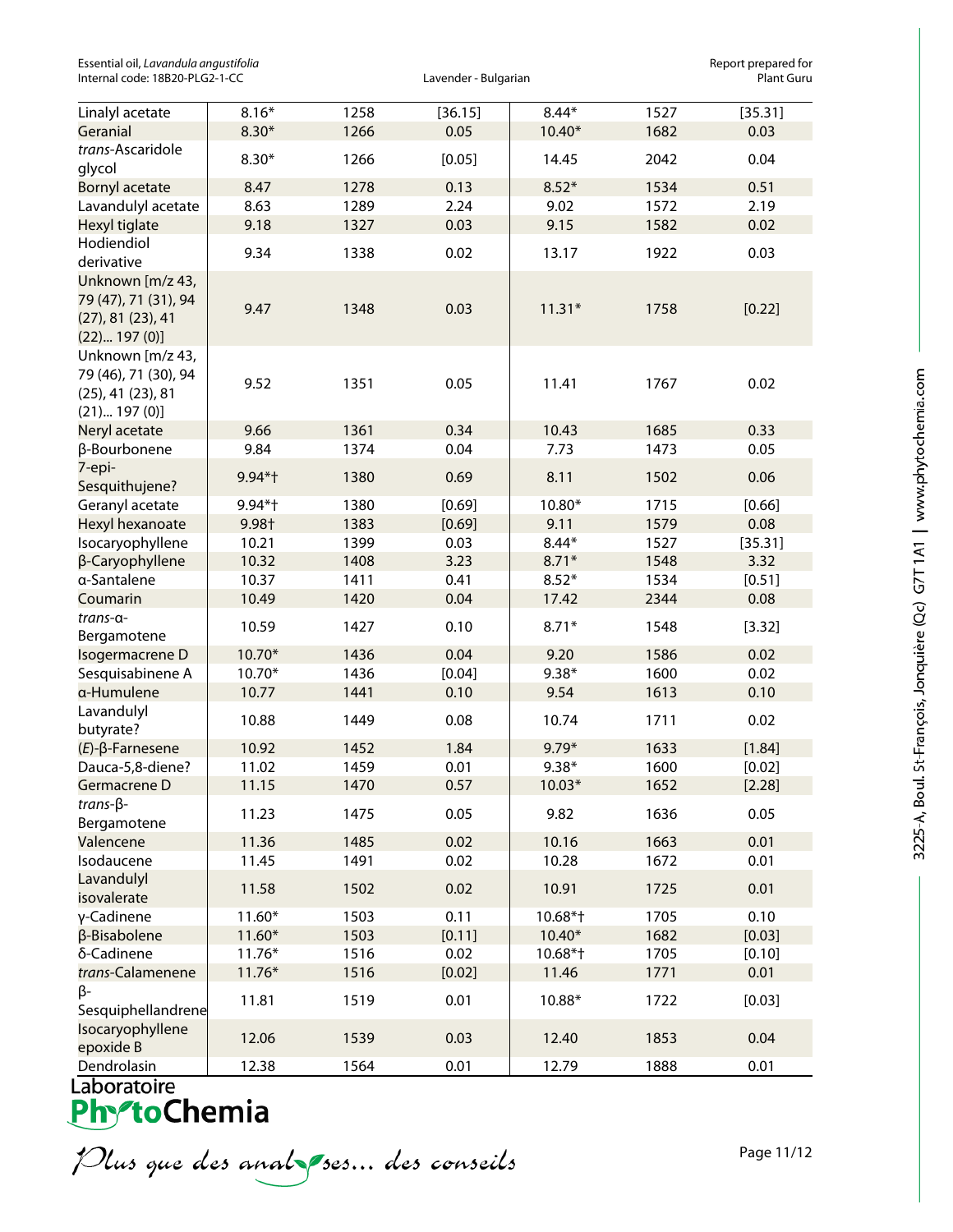| Linalyl acetate | 8.16* | 1258 | [36.15] | 8.44* | 1527 | [35.31] |
|---|---|---|---|---|---|---|
| Geranial | 8.30* | 1266 | 0.05 | 10.40* | 1682 | 0.03 |
| *trans*-Ascaridole glycol | 8.30* | 1266 | [0.05] | 14.45 | 2042 | 0.04 |
| Bornyl acetate | 8.47 | 1278 | 0.13 | 8.52* | 1534 | 0.51 |
| Lavandulyl acetate | 8.63 | 1289 | 2.24 | 9.02 | 1572 | 2.19 |
| Hexyl tiglate | 9.18 | 1327 | 0.03 | 9.15 | 1582 | 0.02 |
| Hodiendiol derivative | 9.34 | 1338 | 0.02 | 13.17 | 1922 | 0.03 |
| Unknown [m/z 43, 79 (47), 71 (31), 94 (27), 81 (23), 41 (22)... 197 (0)] | 9.47 | 1348 | 0.03 | 11.31* | 1758 | [0.22] |
| Unknown [m/z 43, 79 (46), 71 (30), 94 (25), 41 (23), 81 (21)... 197 (0)] | 9.52 | 1351 | 0.05 | 11.41 | 1767 | 0.02 |
| Neryl acetate | 9.66 | 1361 | 0.34 | 10.43 | 1685 | 0.33 |
| β-Bourbonene | 9.84 | 1374 | 0.04 | 7.73 | 1473 | 0.05 |
| 7-epi-Sesquithujene? | 9.94*† | 1380 | 0.69 | 8.11 | 1502 | 0.06 |
| Geranyl acetate | 9.94*† | 1380 | [0.69] | 10.80* | 1715 | [0.66] |
| Hexyl hexanoate | 9.98† | 1383 | [0.69] | 9.11 | 1579 | 0.08 |
| Isocaryophyllene | 10.21 | 1399 | 0.03 | 8.44* | 1527 | [35.31] |
| β-Caryophyllene | 10.32 | 1408 | 3.23 | 8.71* | 1548 | 3.32 |
| α-Santalene | 10.37 | 1411 | 0.41 | 8.52* | 1534 | [0.51] |
| Coumarin | 10.49 | 1420 | 0.04 | 17.42 | 2344 | 0.08 |
| *trans*-α-Bergamotene | 10.59 | 1427 | 0.10 | 8.71* | 1548 | [3.32] |
| Isogermacrene D | 10.70* | 1436 | 0.04 | 9.20 | 1586 | 0.02 |
| Sesquisabinene A | 10.70* | 1436 | [0.04] | 9.38* | 1600 | 0.02 |
| α-Humulene | 10.77 | 1441 | 0.10 | 9.54 | 1613 | 0.10 |
| Lavandulyl butyrate? | 10.88 | 1449 | 0.08 | 10.74 | 1711 | 0.02 |
| (*E*)-β-Farnesene | 10.92 | 1452 | 1.84 | 9.79* | 1633 | [1.84] |
| Dauca-5,8-diene? | 11.02 | 1459 | 0.01 | 9.38* | 1600 | [0.02] |
| Germacrene D | 11.15 | 1470 | 0.57 | 10.03* | 1652 | [2.28] |
| *trans*-β-Bergamotene | 11.23 | 1475 | 0.05 | 9.82 | 1636 | 0.05 |
| Valencene | 11.36 | 1485 | 0.02 | 10.16 | 1663 | 0.01 |
| Isodaucene | 11.45 | 1491 | 0.02 | 10.28 | 1672 | 0.01 |
| Lavandulyl isovalerate | 11.58 | 1502 | 0.02 | 10.91 | 1725 | 0.01 |
| γ-Cadinene | 11.60* | 1503 | 0.11 | 10.68*† | 1705 | 0.10 |
| β-Bisabolene | 11.60* | 1503 | [0.11] | 10.40* | 1682 | [0.03] |
| δ-Cadinene | 11.76* | 1516 | 0.02 | 10.68*† | 1705 | [0.10] |
| *trans*-Calamenene | 11.76* | 1516 | [0.02] | 11.46 | 1771 | 0.01 |
| β-Sesquiphellandrene | 11.81 | 1519 | 0.01 | 10.88* | 1722 | [0.03] |
| Isocaryophyllene epoxide B | 12.06 | 1539 | 0.03 | 12.40 | 1853 | 0.04 |
| Dendrolasin | 12.38 | 1564 | 0.01 | 12.79 | 1888 | 0.01 |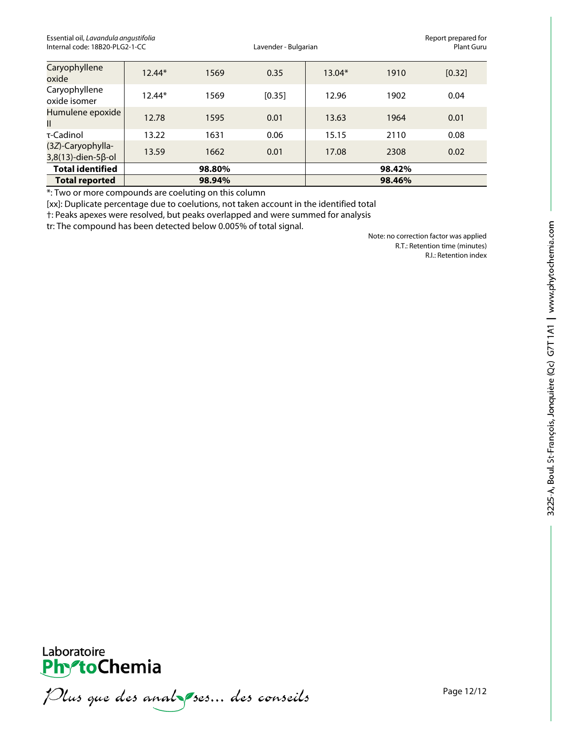| | | | | | | |
|---|---|---|---|---|---|---|
| Caryophyllene oxide | 12.44* | 1569 | 0.35 | 13.04* | 1910 | [0.32] |
| Caryophyllene oxide isomer | 12.44* | 1569 | [0.35] | 12.96 | 1902 | 0.04 |
| Humulene epoxide II | 12.78 | 1595 | 0.01 | 13.63 | 1964 | 0.01 |
| τ-Cadinol | 13.22 | 1631 | 0.06 | 15.15 | 2110 | 0.08 |
| (3*Z*)-Caryophylla-3,8(13)-dien-5β-ol | 13.59 | 1662 | 0.01 | 17.08 | 2308 | 0.02 |
| **Total identified** | | **98.80%** | | | **98.42%** | |
| **Total reported** | | **98.94%** | | | **98.46%** | |

*: Two or more compounds are coeluting on this column

[xx]: Duplicate percentage due to coelutions, not taken account in the identified total

†: Peaks apexes were resolved, but peaks overlapped and were summed for analysis

tr: The compound has been detected below 0.005% of total signal.

Note: no correction factor was applied

R.T.: Retention time (minutes)

R.I.: Retention index

Laboratoire PhytoChemia

*Plus que des analyses... des conseils*